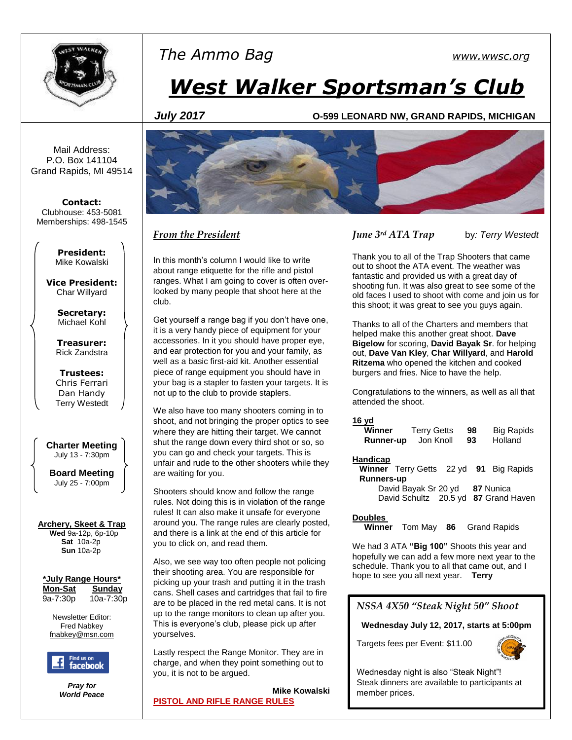# The Ammo Bag

www.wwsc.org

# *West Walker Sportsman's Club*

***July 2017*** **O-599 LEONARD NW, GRAND RAPIDS, MICHIGAN**

Mail Address:
P.O. Box 141104
Grand Rapids, MI 49514

**Contact:**
Clubhouse: 453-5081
Memberships: 498-1545

**President:**
Mike Kowalski

**Vice President:**
Char Willyard

**Secretary:**
Michael Kohl

**Treasurer:**
Rick Zandstra

**Trustees:**
Chris Ferrari
Dan Handy
Terry Westedt

**Charter Meeting**
July 13 - 7:30pm

**Board Meeting**
July 25 - 7:00pm

**Archery, Skeet & Trap**
**Wed** 9a-12p, 6p-10p
**Sat** 10a-2p
**Sun** 10a-2p

**\*July Range Hours\***

| Mon-Sat | Sunday |
|---|---|
| 9a-7:30p | 10a-7:30p |

Newsletter Editor:
Fred Nabkey
fnabkey@msn.com

Find us on facebook

***Pray for World Peace***

## *From the President*

In this month's column I would like to write about range etiquette for the rifle and pistol ranges. What I am going to cover is often over-looked by many people that shoot here at the club.

Get yourself a range bag if you don't have one, it is a very handy piece of equipment for your accessories. In it you should have proper eye, and ear protection for you and your family, as well as a basic first-aid kit. Another essential piece of range equipment you should have in your bag is a stapler to fasten your targets. It is not up to the club to provide staplers.

We also have too many shooters coming in to shoot, and not bringing the proper optics to see where they are hitting their target. We cannot shut the range down every third shot or so, so you can go and check your targets. This is unfair and rude to the other shooters while they are waiting for you.

Shooters should know and follow the range rules. Not doing this is in violation of the range rules! It can also make it unsafe for everyone around you. The range rules are clearly posted, and there is a link at the end of this article for you to click on, and read them.

Also, we see way too often people not policing their shooting area. You are responsible for picking up your trash and putting it in the trash cans. Shell cases and cartridges that fail to fire are to be placed in the red metal cans. It is not up to the range monitors to clean up after you. This is everyone's club, please pick up after yourselves.

Lastly respect the Range Monitor. They are in charge, and when they point something out to you, it is not to be argued.

**Mike Kowalski**

**PISTOL AND RIFLE RANGE RULES**

## *June 3rd ATA Trap*

by: *Terry Westedt*

Thank you to all of the Trap Shooters that came out to shoot the ATA event. The weather was fantastic and provided us with a great day of shooting fun. It was also great to see some of the old faces I used to shoot with come and join us for this shoot; it was great to see you guys again.

Thanks to all of the Charters and members that helped make this another great shoot. **Dave Bigelow** for scoring, **David Bayak Sr**. for helping out, **Dave Van Kley**, **Char Willyard**, and **Harold Ritzema** who opened the kitchen and cooked burgers and fries. Nice to have the help.

Congratulations to the winners, as well as all that attended the shoot.

**16 yd**

| | Name | Score | City |
|---|---|---|---|
| **Winner** | Terry Getts | **98** | Big Rapids |
| **Runner-up** | Jon Knoll | **93** | Holland |

**Handicap**

| | Name | Yardage | Score | City |
|---|---|---|---|---|
| **Winner** | Terry Getts | 22 yd | **91** | Big Rapids |
| **Runners-up** | David Bayak Sr | 20 yd | **87** | Nunica |
| | David Schultz | 20.5 yd | **87** | Grand Haven |

**Doubles**

| | Name | Score | City |
|---|---|---|---|
| **Winner** | Tom May | **86** | Grand Rapids |

We had 3 ATA **"Big 100"** Shoots this year and hopefully we can add a few more next year to the schedule. Thank you to all that came out, and I hope to see you all next year. **Terry**

## *NSSA 4X50 "Steak Night 50" Shoot*

**Wednesday July 12, 2017, starts at 5:00pm**

Targets fees per Event: $11.00

Wednesday night is also "Steak Night"! Steak dinners are available to participants at member prices.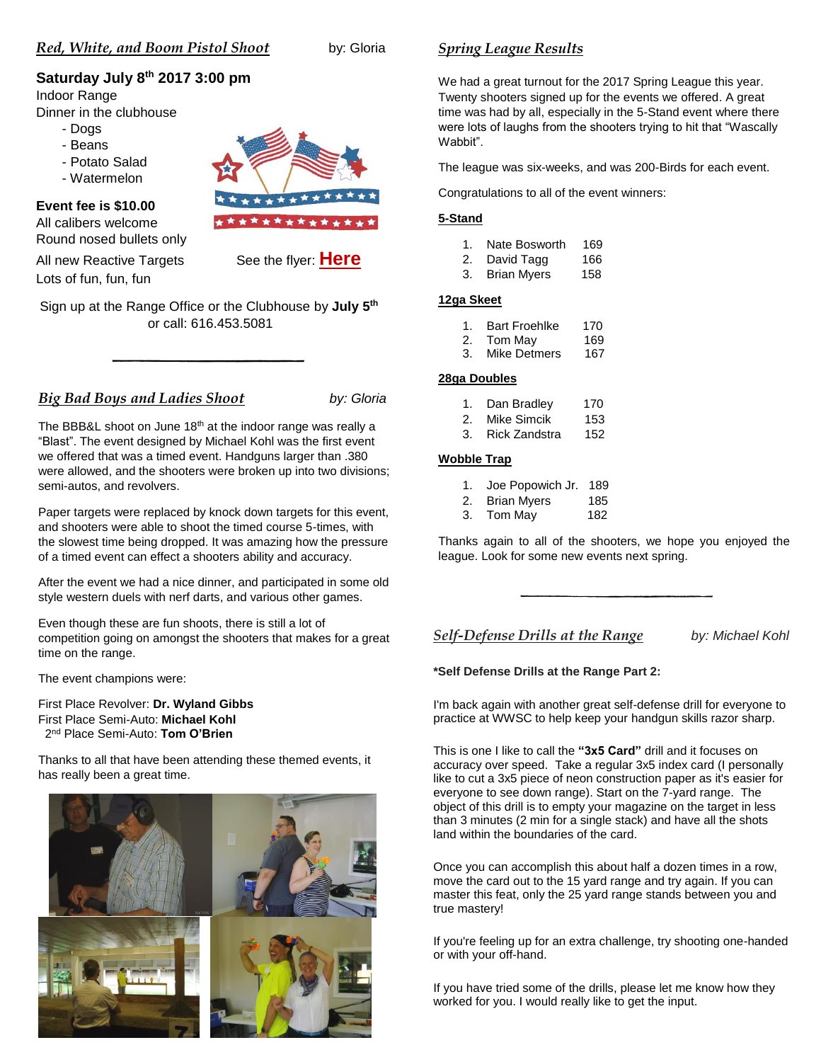## *Red, White, and Boom Pistol Shoot*

by: Gloria

**Saturday July 8th 2017 3:00 pm**

Indoor Range

Dinner in the clubhouse

- Dogs
- Beans
- Potato Salad
- Watermelon

**Event fee is $10.00**

All calibers welcome

Round nosed bullets only

All new Reactive Targets

Lots of fun, fun, fun

See the flyer: **Here**

Sign up at the Range Office or the Clubhouse by **July 5th** or call: 616.453.5081

---

## *Big Bad Boys and Ladies Shoot*

*by: Gloria*

The BBB&L shoot on June 18th at the indoor range was really a "Blast". The event designed by Michael Kohl was the first event we offered that was a timed event. Handguns larger than .380 were allowed, and the shooters were broken up into two divisions; semi-autos, and revolvers.

Paper targets were replaced by knock down targets for this event, and shooters were able to shoot the timed course 5-times, with the slowest time being dropped. It was amazing how the pressure of a timed event can effect a shooters ability and accuracy.

After the event we had a nice dinner, and participated in some old style western duels with nerf darts, and various other games.

Even though these are fun shoots, there is still a lot of competition going on amongst the shooters that makes for a great time on the range.

The event champions were:

First Place Revolver: **Dr. Wyland Gibbs**
First Place Semi-Auto: **Michael Kohl**
2nd Place Semi-Auto: **Tom O'Brien**

Thanks to all that have been attending these themed events, it has really been a great time.

## *Spring League Results*

We had a great turnout for the 2017 Spring League this year. Twenty shooters signed up for the events we offered. A great time was had by all, especially in the 5-Stand event where there were lots of laughs from the shooters trying to hit that "Wascally Wabbit".

The league was six-weeks, and was 200-Birds for each event.

Congratulations to all of the event winners:

**5-Stand**

1. Nate Bosworth 169
2. David Tagg 166
3. Brian Myers 158

**12ga Skeet**

1. Bart Froehlke 170
2. Tom May 169
3. Mike Detmers 167

**28ga Doubles**

1. Dan Bradley 170
2. Mike Simcik 153
3. Rick Zandstra 152

**Wobble Trap**

1. Joe Popowich Jr. 189
2. Brian Myers 185
3. Tom May 182

Thanks again to all of the shooters, we hope you enjoyed the league. Look for some new events next spring.

---

## *Self-Defense Drills at the Range*

*by: Michael Kohl*

**\*Self Defense Drills at the Range Part 2:**

I'm back again with another great self-defense drill for everyone to practice at WWSC to help keep your handgun skills razor sharp.

This is one I like to call the **"3x5 Card"** drill and it focuses on accuracy over speed. Take a regular 3x5 index card (I personally like to cut a 3x5 piece of neon construction paper as it's easier for everyone to see down range). Start on the 7-yard range. The object of this drill is to empty your magazine on the target in less than 3 minutes (2 min for a single stack) and have all the shots land within the boundaries of the card.

Once you can accomplish this about half a dozen times in a row, move the card out to the 15 yard range and try again. If you can master this feat, only the 25 yard range stands between you and true mastery!

If you're feeling up for an extra challenge, try shooting one-handed or with your off-hand.

If you have tried some of the drills, please let me know how they worked for you. I would really like to get the input.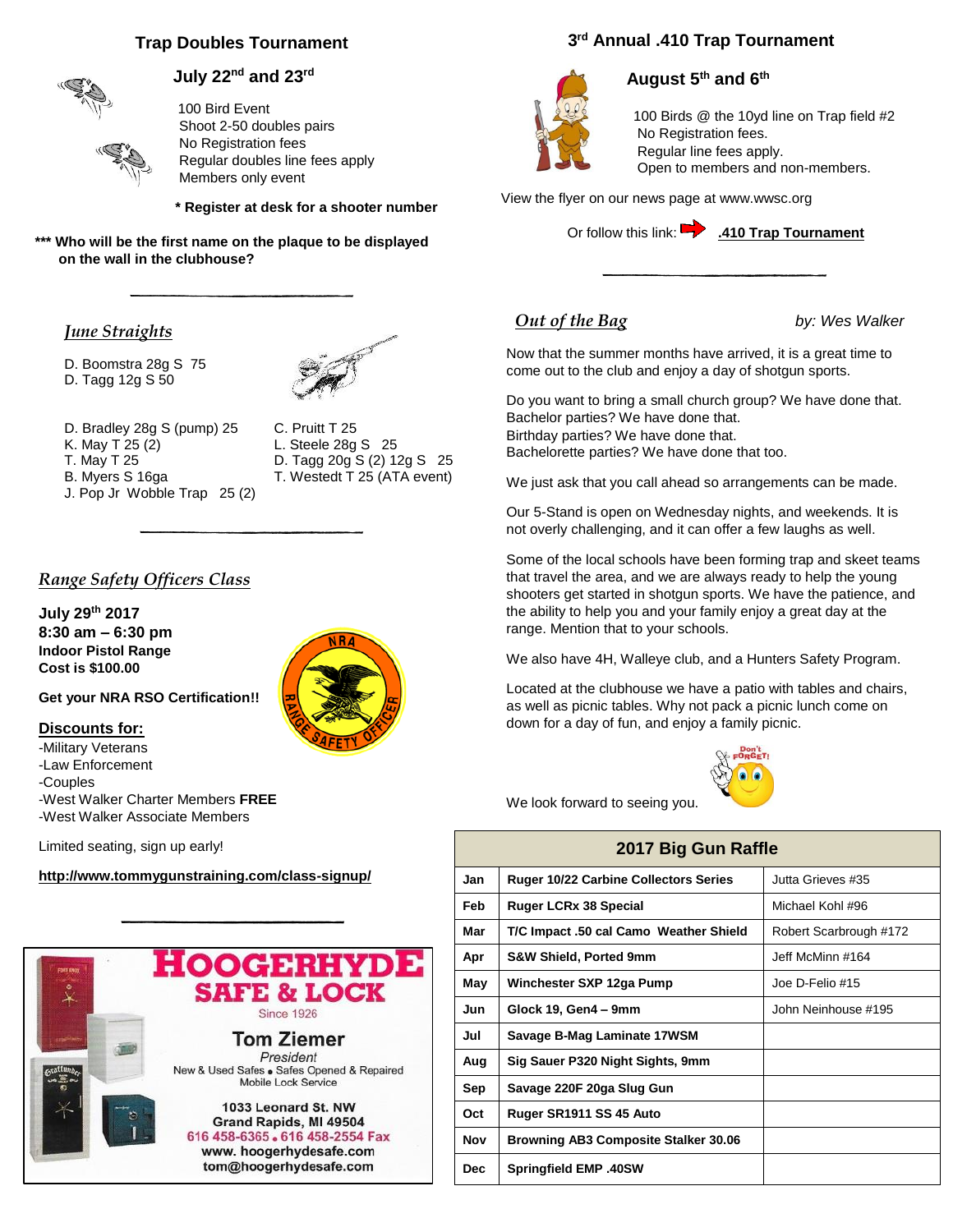## Trap Doubles Tournament

### July 22nd and 23rd

100 Bird Event
Shoot 2-50 doubles pairs
No Registration fees
Regular doubles line fees apply
Members only event

**\* Register at desk for a shooter number**

**\*\*\* Who will be the first name on the plaque to be displayed on the wall in the clubhouse?**

---

## *June Straights*

D. Boomstra 28g S 75
D. Tagg 12g S 50

D. Bradley 28g S (pump) 25
K. May T 25 (2)
T. May T 25
B. Myers S 16ga
J. Pop Jr Wobble Trap 25 (2)
C. Pruitt T 25
L. Steele 28g S 25
D. Tagg 20g S (2) 12g S 25
T. Westedt T 25 (ATA event)

---

## *Range Safety Officers Class*

**July 29th 2017**
**8:30 am – 6:30 pm**
**Indoor Pistol Range**
**Cost is $100.00**

**Get your NRA RSO Certification!!**

**Discounts for:**

- -Military Veterans
- -Law Enforcement
- -Couples
- -West Walker Charter Members **FREE**
- -West Walker Associate Members

Limited seating, sign up early!

**http://www.tommygunstraining.com/class-signup/**

---

**HOOGERHYDE SAFE & LOCK**
Since 1926

**Tom Ziemer**
*President*
New & Used Safes • Safes Opened & Repaired
Mobile Lock Service

1033 Leonard St. NW
Grand Rapids, MI 49504
616 458-6365 • 616 458-2554 Fax
www. hoogerhydesafe.com
tom@hoogerhydesafe.com

## 3rd Annual .410 Trap Tournament

### August 5th and 6th

100 Birds @ the 10yd line on Trap field #2
No Registration fees.
Regular line fees apply.
Open to members and non-members.

View the flyer on our news page at www.wwsc.org

Or follow this link: **.410 Trap Tournament**

---

## *Out of the Bag*

*by: Wes Walker*

Now that the summer months have arrived, it is a great time to come out to the club and enjoy a day of shotgun sports.

Do you want to bring a small church group? We have done that.
Bachelor parties? We have done that.
Birthday parties? We have done that.
Bachelorette parties? We have done that too.

We just ask that you call ahead so arrangements can be made.

Our 5-Stand is open on Wednesday nights, and weekends. It is not overly challenging, and it can offer a few laughs as well.

Some of the local schools have been forming trap and skeet teams that travel the area, and we are always ready to help the young shooters get started in shotgun sports. We have the patience, and the ability to help you and your family enjoy a great day at the range. Mention that to your schools.

We also have 4H, Walleye club, and a Hunters Safety Program.

Located at the clubhouse we have a patio with tables and chairs, as well as picnic tables. Why not pack a picnic lunch come on down for a day of fun, and enjoy a family picnic.

We look forward to seeing you.

## 2017 Big Gun Raffle

| Month | Prize | Winner |
|---|---|---|
| Jan | Ruger 10/22 Carbine Collectors Series | Jutta Grieves #35 |
| Feb | Ruger LCRx 38 Special | Michael Kohl #96 |
| Mar | T/C Impact .50 cal Camo Weather Shield | Robert Scarbrough #172 |
| Apr | S&W Shield, Ported 9mm | Jeff McMinn #164 |
| May | Winchester SXP 12ga Pump | Joe D-Felio #15 |
| Jun | Glock 19, Gen4 – 9mm | John Neinhouse #195 |
| Jul | Savage B-Mag Laminate 17WSM | |
| Aug | Sig Sauer P320 Night Sights, 9mm | |
| Sep | Savage 220F 20ga Slug Gun | |
| Oct | Ruger SR1911 SS 45 Auto | |
| Nov | Browning AB3 Composite Stalker 30.06 | |
| Dec | Springfield EMP .40SW | |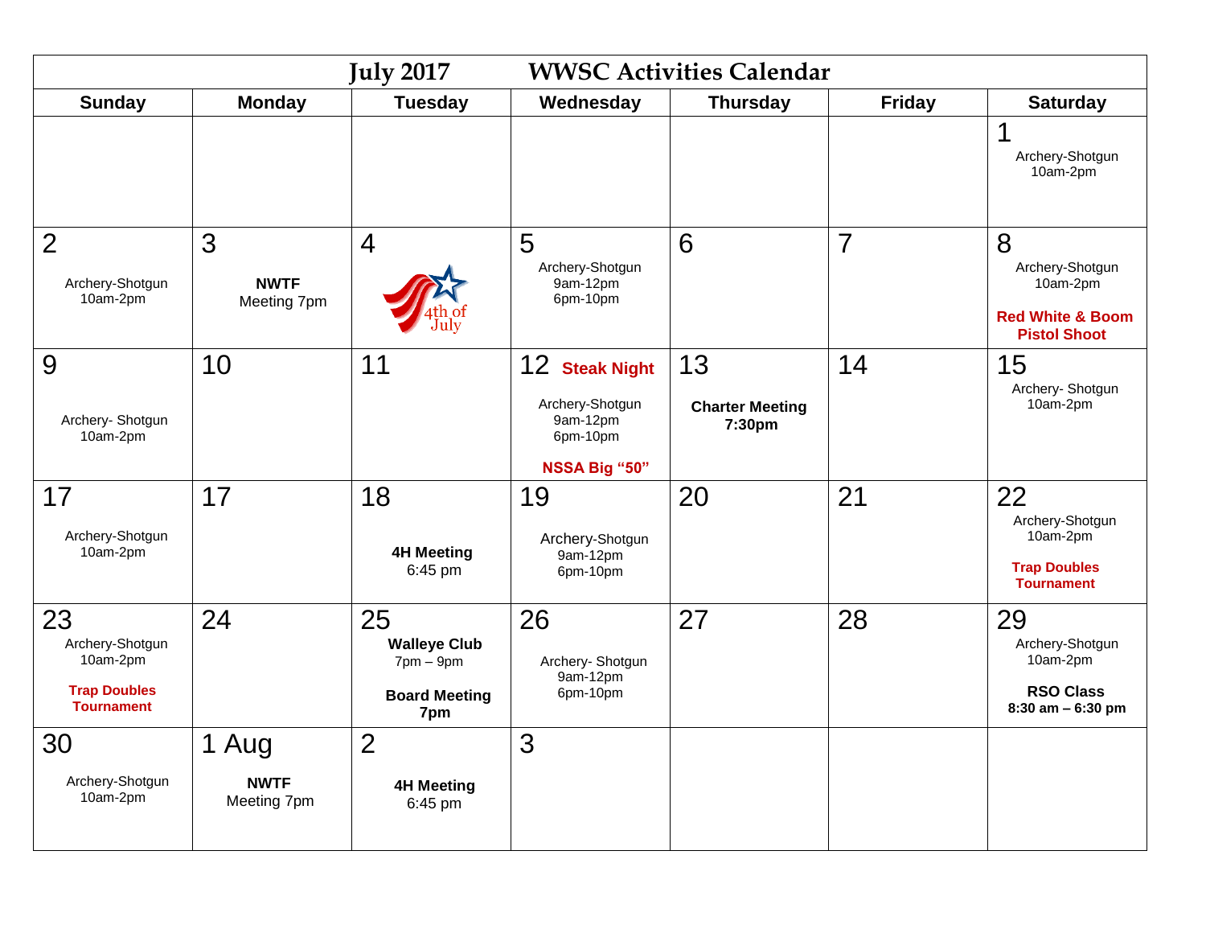# July 2017 WWSC Activities Calendar

| Sunday | Monday | Tuesday | Wednesday | Thursday | Friday | Saturday |
|---|---|---|---|---|---|---|
| | | | | | | 1 Archery-Shotgun 10am-2pm |
| 2 Archery-Shotgun 10am-2pm | 3 **NWTF** Meeting 7pm | 4 4th of July | 5 Archery-Shotgun 9am-12pm 6pm-10pm | 6 | 7 | 8 Archery-Shotgun 10am-2pm **Red White & Boom Pistol Shoot** |
| 9 Archery- Shotgun 10am-2pm | 10 | 11 | 12 **Steak Night** Archery-Shotgun 9am-12pm 6pm-10pm **NSSA Big "50"** | 13 **Charter Meeting 7:30pm** | 14 | 15 Archery- Shotgun 10am-2pm |
| 17 Archery-Shotgun 10am-2pm | 17 | 18 **4H Meeting** 6:45 pm | 19 Archery-Shotgun 9am-12pm 6pm-10pm | 20 | 21 | 22 Archery-Shotgun 10am-2pm **Trap Doubles Tournament** |
| 23 Archery-Shotgun 10am-2pm **Trap Doubles Tournament** | 24 | 25 **Walleye Club** 7pm – 9pm **Board Meeting 7pm** | 26 Archery- Shotgun 9am-12pm 6pm-10pm | 27 | 28 | 29 Archery-Shotgun 10am-2pm **RSO Class 8:30 am – 6:30 pm** |
| 30 Archery-Shotgun 10am-2pm | 1 Aug **NWTF** Meeting 7pm | 2 **4H Meeting** 6:45 pm | 3 | | | |